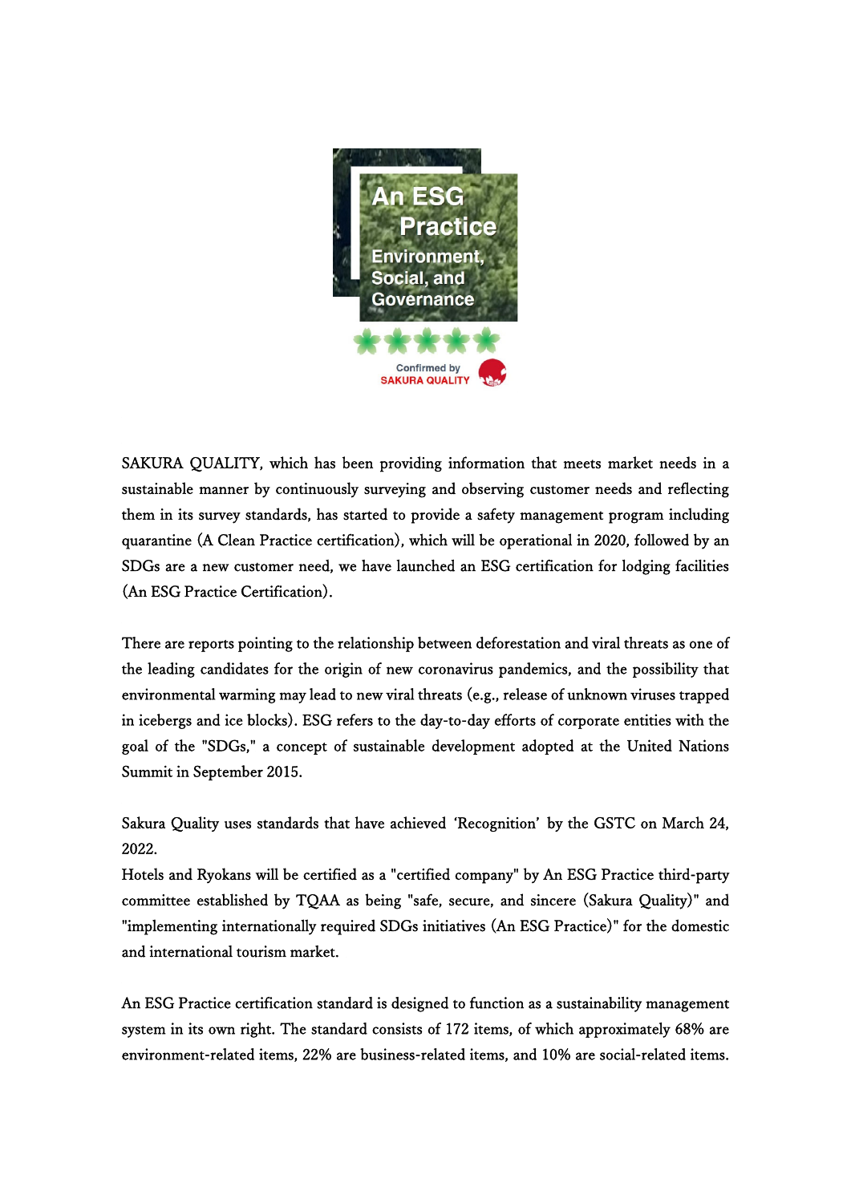SAKURA QUALITY, which has been providing information that meets market needs in a sustainable manner by continuously surveying and observing customer needs and reflecting them in its survey standards, has started to provide a safety management program including quarantine (A Clean Practice certification), which will be operational in 2020, followed by an SDGs are a new customer need, we have launched an ESG certification for lodging facilities (An ESG Practice Certification).

There are reports pointing to the relationship between deforestation and viral threats as one of the leading candidates for the origin of new coronavirus pandemics, and the possibility that environmental warming may lead to new viral threats (e.g., release of unknown viruses trapped in icebergs and ice blocks). ESG refers to the day-to-day efforts of corporate entities with the goal of the "SDGs," a concept of sustainable development adopted at the United Nations Summit in September 2015.

Sakura Quality uses standards that have achieved 'Recognition' by the GSTC on March 24, 2022.
Hotels and Ryokans will be certified as a "certified company" by An ESG Practice third-party committee established by TQAA as being "safe, secure, and sincere (Sakura Quality)" and "implementing internationally required SDGs initiatives (An ESG Practice)" for the domestic and international tourism market.

An ESG Practice certification standard is designed to function as a sustainability management system in its own right. The standard consists of 172 items, of which approximately 68% are environment-related items, 22% are business-related items, and 10% are social-related items.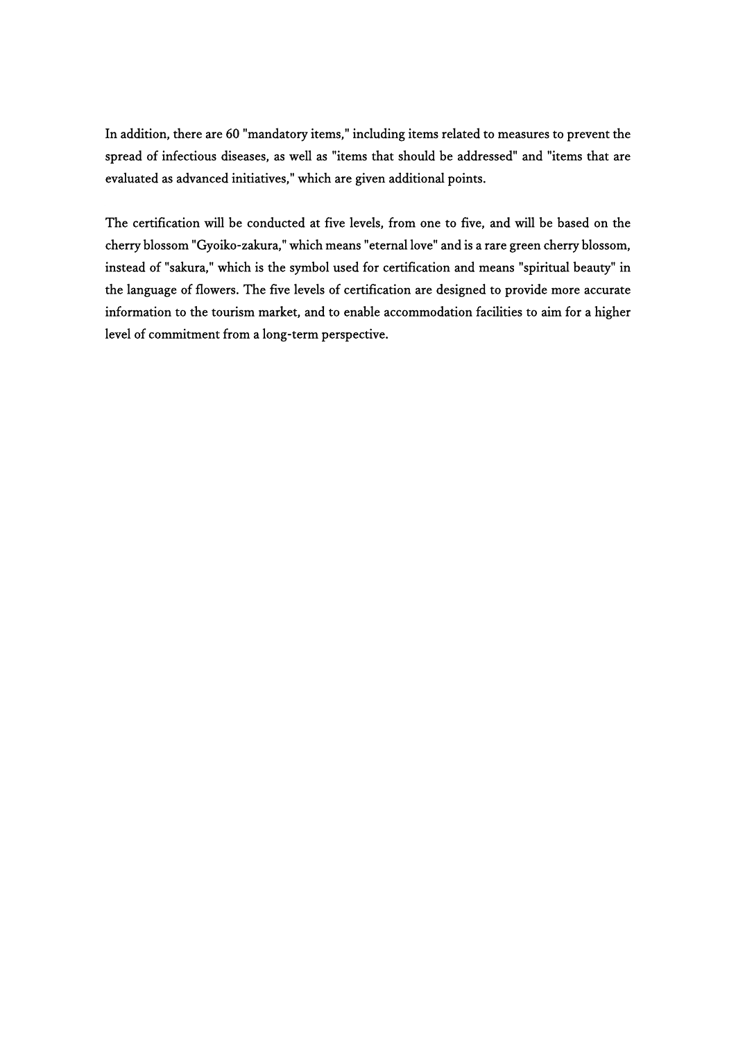In addition, there are 60 "mandatory items," including items related to measures to prevent the spread of infectious diseases, as well as "items that should be addressed" and "items that are evaluated as advanced initiatives," which are given additional points.

The certification will be conducted at five levels, from one to five, and will be based on the cherry blossom "Gyoiko-zakura," which means "eternal love" and is a rare green cherry blossom, instead of "sakura," which is the symbol used for certification and means "spiritual beauty" in the language of flowers. The five levels of certification are designed to provide more accurate information to the tourism market, and to enable accommodation facilities to aim for a higher level of commitment from a long-term perspective.